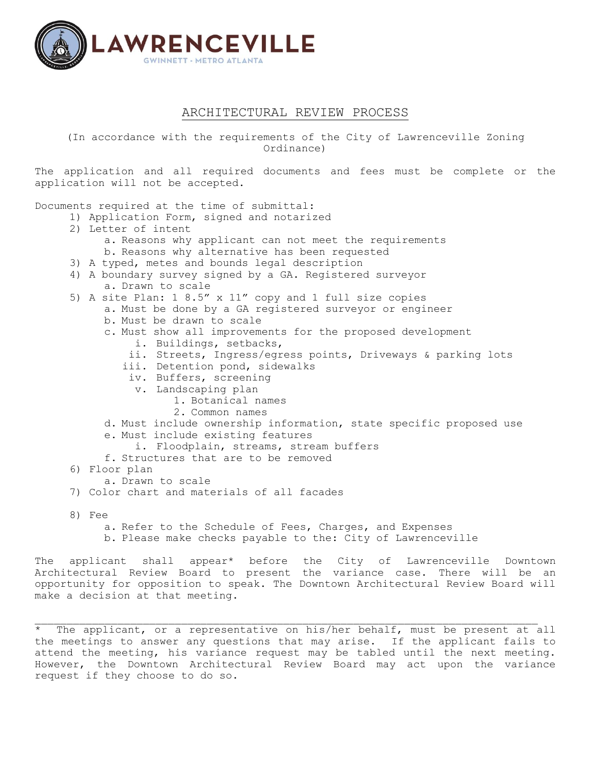LAWRENCEVILLE
GWINNETT · METRO ATLANTA

# ARCHITECTURAL REVIEW PROCESS

(In accordance with the requirements of the City of Lawrenceville Zoning Ordinance)

The application and all required documents and fees must be complete or the application will not be accepted.

Documents required at the time of submittal:

1) Application Form, signed and notarized
2) Letter of intent
   a. Reasons why applicant can not meet the requirements
   b. Reasons why alternative has been requested
3) A typed, metes and bounds legal description
4) A boundary survey signed by a GA. Registered surveyor
   a. Drawn to scale
5) A site Plan: 1 8.5" x 11" copy and 1 full size copies
   a. Must be done by a GA registered surveyor or engineer
   b. Must be drawn to scale
   c. Must show all improvements for the proposed development
      i. Buildings, setbacks,
      ii. Streets, Ingress/egress points, Driveways & parking lots
      iii. Detention pond, sidewalks
      iv. Buffers, screening
      v. Landscaping plan
         1. Botanical names
         2. Common names
   d. Must include ownership information, state specific proposed use
   e. Must include existing features
      i. Floodplain, streams, stream buffers
   f. Structures that are to be removed
6) Floor plan
   a. Drawn to scale
7) Color chart and materials of all facades
8) Fee
   a. Refer to the Schedule of Fees, Charges, and Expenses
   b. Please make checks payable to the: City of Lawrenceville

The applicant shall appear* before the City of Lawrenceville Downtown Architectural Review Board to present the variance case. There will be an opportunity for opposition to speak. The Downtown Architectural Review Board will make a decision at that meeting.

---

\* The applicant, or a representative on his/her behalf, must be present at all the meetings to answer any questions that may arise. If the applicant fails to attend the meeting, his variance request may be tabled until the next meeting. However, the Downtown Architectural Review Board may act upon the variance request if they choose to do so.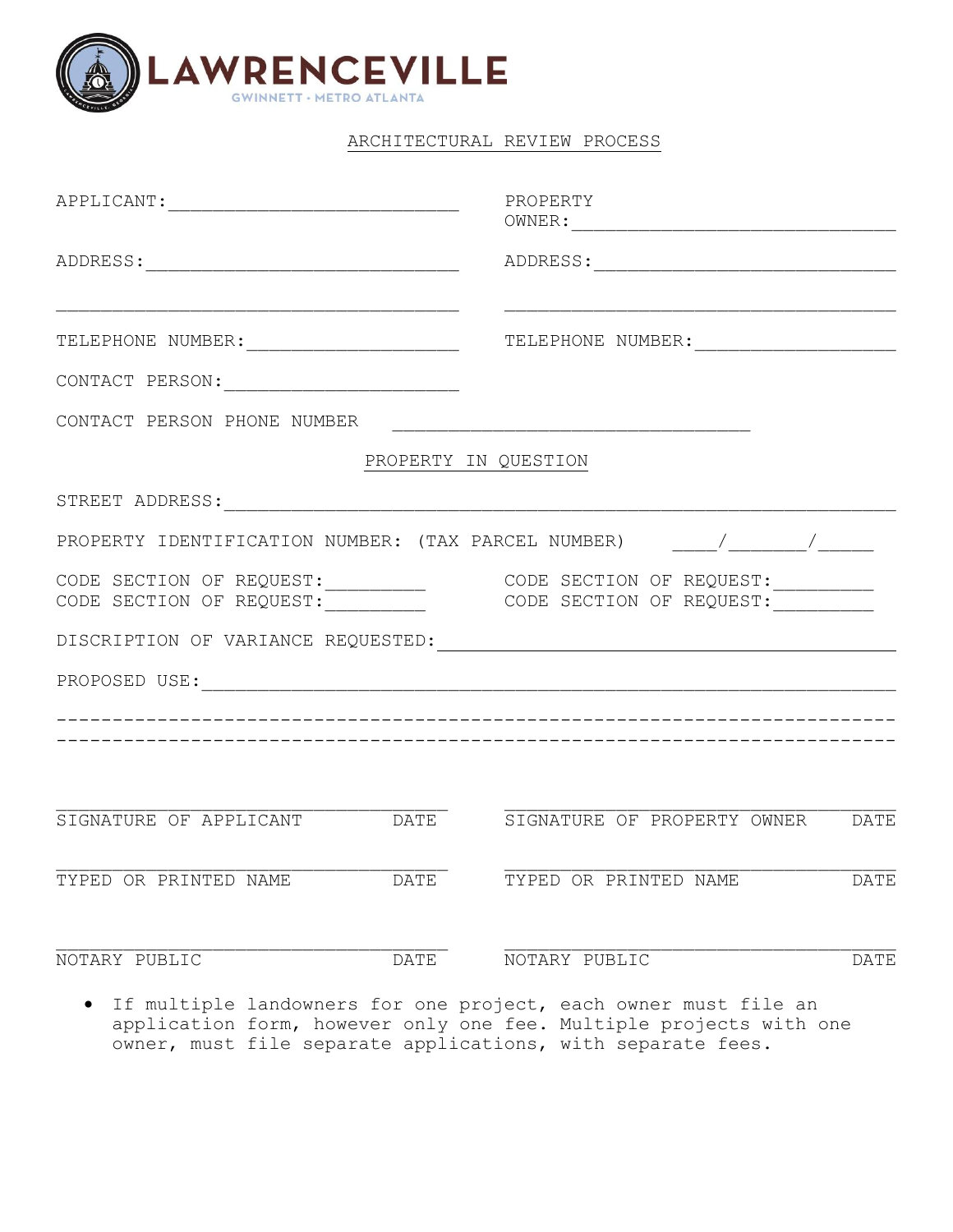LAWRENCEVILLE

GWINNETT · METRO ATLANTA

## ARCHITECTURAL REVIEW PROCESS

APPLICANT:_____________________________

ADDRESS:_______________________________

_______________________________________

TELEPHONE NUMBER:____________________

CONTACT PERSON:______________________

CONTACT PERSON PHONE NUMBER ______________________________

PROPERTY OWNER:______________________________

ADDRESS:______________________________

_______________________________________

TELEPHONE NUMBER:____________________

### PROPERTY IN QUESTION

STREET ADDRESS:_______________________________________________________

PROPERTY IDENTIFICATION NUMBER: (TAX PARCEL NUMBER) ____/_______/_____

CODE SECTION OF REQUEST:_________ CODE SECTION OF REQUEST:_________

CODE SECTION OF REQUEST:_________ CODE SECTION OF REQUEST:_________

DISCRIPTION OF VARIANCE REQUESTED:_____________________________________

PROPOSED USE:_________________________________________________________

-----------------------------------------------------------------------------

-----------------------------------------------------------------------------

| | |
|---|---|
| SIGNATURE OF APPLICANT DATE | SIGNATURE OF PROPERTY OWNER DATE |
| TYPED OR PRINTED NAME DATE | TYPED OR PRINTED NAME DATE |
| NOTARY PUBLIC DATE | NOTARY PUBLIC DATE |

- If multiple landowners for one project, each owner must file an application form, however only one fee. Multiple projects with one owner, must file separate applications, with separate fees.